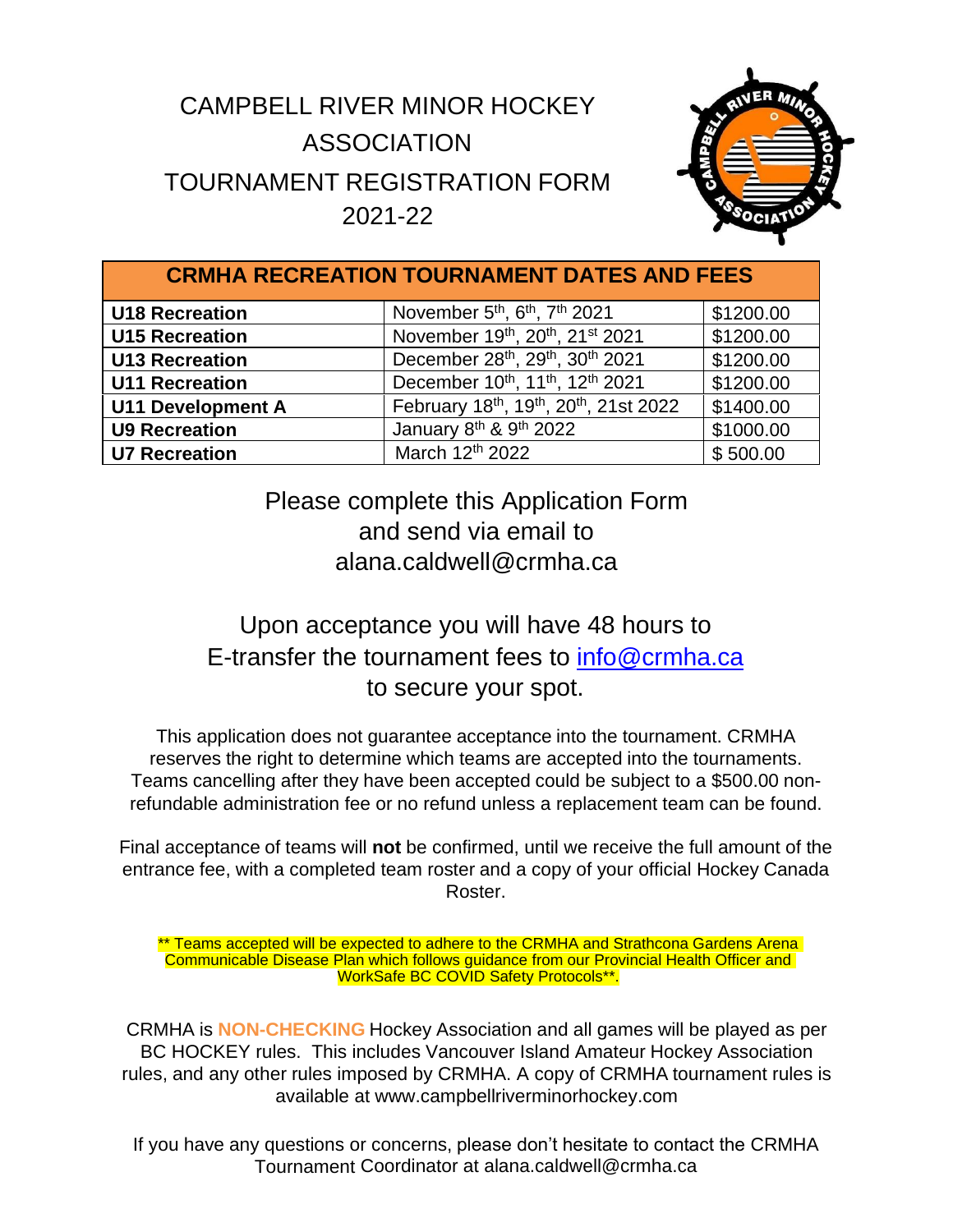# CAMPBELL RIVER MINOR HOCKEY ASSOCIATION TOURNAMENT REGISTRATION FORM 2021-22

| CRMHA RECREATION TOURNAMENT DATES AND FEES | | |
|---|---|---|
| **U18 Recreation** | November 5th, 6th, 7th 2021 | $1200.00 |
| **U15 Recreation** | November 19th, 20th, 21st 2021 | $1200.00 |
| **U13 Recreation** | December 28th, 29th, 30th 2021 | $1200.00 |
| **U11 Recreation** | December 10th, 11th, 12th 2021 | $1200.00 |
| **U11 Development A** | February 18th, 19th, 20th, 21st 2022 | $1400.00 |
| **U9 Recreation** | January 8th & 9th 2022 | $1000.00 |
| **U7 Recreation** | March 12th 2022 | $ 500.00 |

Please complete this Application Form and send via email to alana.caldwell@crmha.ca

Upon acceptance you will have 48 hours to E-transfer the tournament fees to info@crmha.ca to secure your spot.

This application does not guarantee acceptance into the tournament. CRMHA reserves the right to determine which teams are accepted into the tournaments. Teams cancelling after they have been accepted could be subject to a $500.00 non-refundable administration fee or no refund unless a replacement team can be found.

Final acceptance of teams will **not** be confirmed, until we receive the full amount of the entrance fee, with a completed team roster and a copy of your official Hockey Canada Roster.

** Teams accepted will be expected to adhere to the CRMHA and Strathcona Gardens Arena Communicable Disease Plan which follows guidance from our Provincial Health Officer and WorkSafe BC COVID Safety Protocols**.

CRMHA is **NON-CHECKING** Hockey Association and all games will be played as per BC HOCKEY rules. This includes Vancouver Island Amateur Hockey Association rules, and any other rules imposed by CRMHA. A copy of CRMHA tournament rules is available at www.campbellriverminorhockey.com

If you have any questions or concerns, please don't hesitate to contact the CRMHA Tournament Coordinator at alana.caldwell@crmha.ca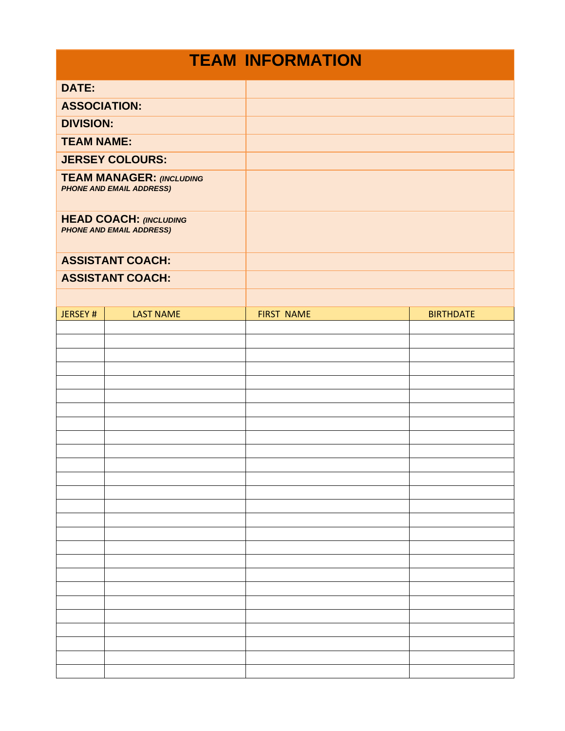# TEAM INFORMATION

| | |
|---|---|
| **DATE:** | |
| **ASSOCIATION:** | |
| **DIVISION:** | |
| **TEAM NAME:** | |
| **JERSEY COLOURS:** | |
| **TEAM MANAGER:** ***(INCLUDING PHONE AND EMAIL ADDRESS)*** | |
| **HEAD COACH:** ***(INCLUDING PHONE AND EMAIL ADDRESS)*** | |
| **ASSISTANT COACH:** | |
| **ASSISTANT COACH:** | |
| | |

| JERSEY # | LAST NAME | FIRST NAME | BIRTHDATE |
|---|---|---|---|
| | | | |
| | | | |
| | | | |
| | | | |
| | | | |
| | | | |
| | | | |
| | | | |
| | | | |
| | | | |
| | | | |
| | | | |
| | | | |
| | | | |
| | | | |
| | | | |
| | | | |
| | | | |
| | | | |
| | | | |
| | | | |
| | | | |
| | | | |
| | | | |
| | | | |
| | | | |